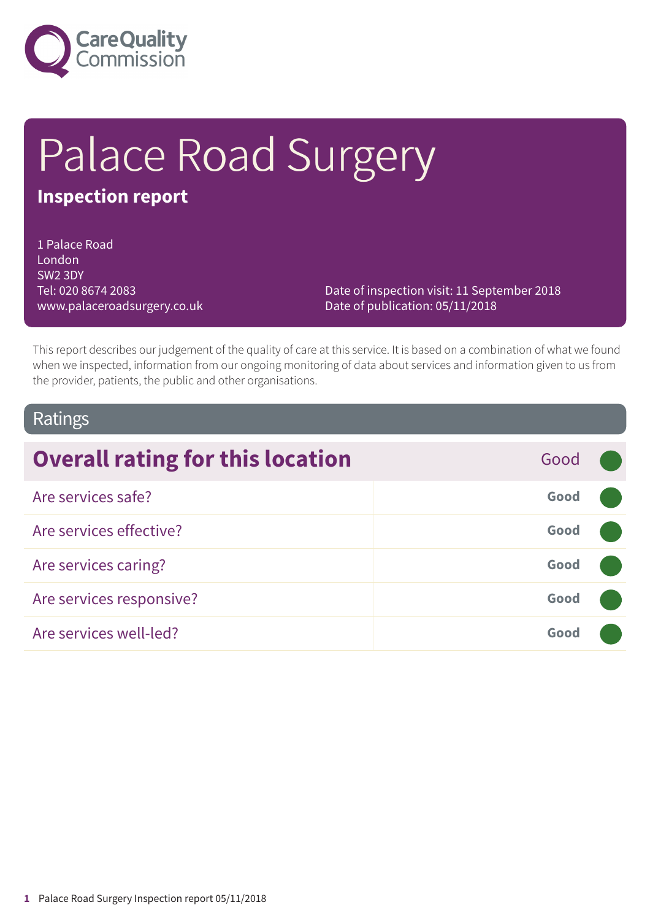# Palace Road Surgery

**Inspection report**

1 Palace Road
London
SW2 3DY
Tel: 020 8674 2083
www.palaceroadsurgery.co.uk

Date of inspection visit: 11 September 2018
Date of publication: 05/11/2018

This report describes our judgement of the quality of care at this service. It is based on a combination of what we found when we inspected, information from our ongoing monitoring of data about services and information given to us from the provider, patients, the public and other organisations.

## Ratings

| Overall rating for this location | Good |
|---|---|
| Are services safe? | Good |
| Are services effective? | Good |
| Are services caring? | Good |
| Are services responsive? | Good |
| Are services well-led? | Good |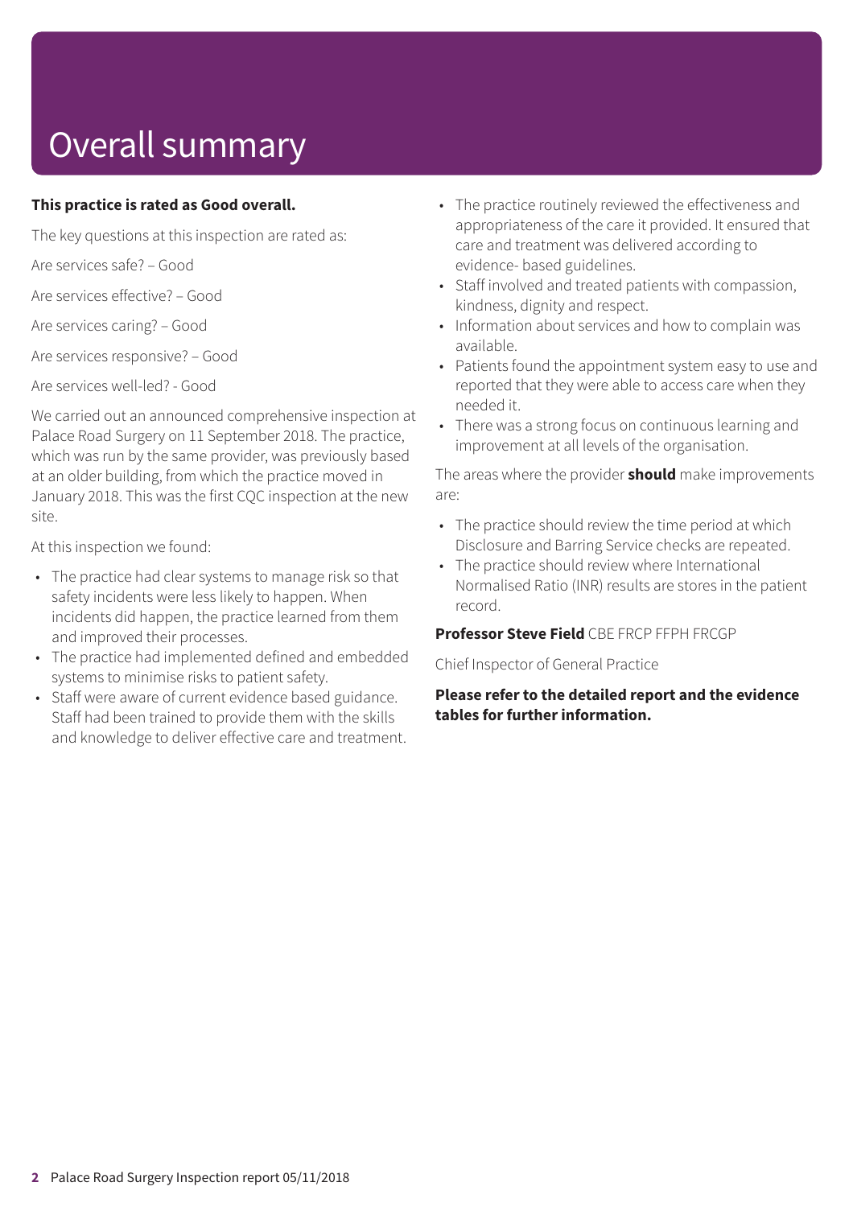# Overall summary

**This practice is rated as Good overall.**

The key questions at this inspection are rated as:

Are services safe? – Good

Are services effective? – Good

Are services caring? – Good

Are services responsive? – Good

Are services well-led? - Good

We carried out an announced comprehensive inspection at Palace Road Surgery on 11 September 2018. The practice, which was run by the same provider, was previously based at an older building, from which the practice moved in January 2018. This was the first CQC inspection at the new site.

At this inspection we found:

- The practice had clear systems to manage risk so that safety incidents were less likely to happen. When incidents did happen, the practice learned from them and improved their processes.
- The practice had implemented defined and embedded systems to minimise risks to patient safety.
- Staff were aware of current evidence based guidance. Staff had been trained to provide them with the skills and knowledge to deliver effective care and treatment.
- The practice routinely reviewed the effectiveness and appropriateness of the care it provided. It ensured that care and treatment was delivered according to evidence- based guidelines.
- Staff involved and treated patients with compassion, kindness, dignity and respect.
- Information about services and how to complain was available.
- Patients found the appointment system easy to use and reported that they were able to access care when they needed it.
- There was a strong focus on continuous learning and improvement at all levels of the organisation.

The areas where the provider **should** make improvements are:

- The practice should review the time period at which Disclosure and Barring Service checks are repeated.
- The practice should review where International Normalised Ratio (INR) results are stores in the patient record.

**Professor Steve Field** CBE FRCP FFPH FRCGP

Chief Inspector of General Practice

**Please refer to the detailed report and the evidence tables for further information.**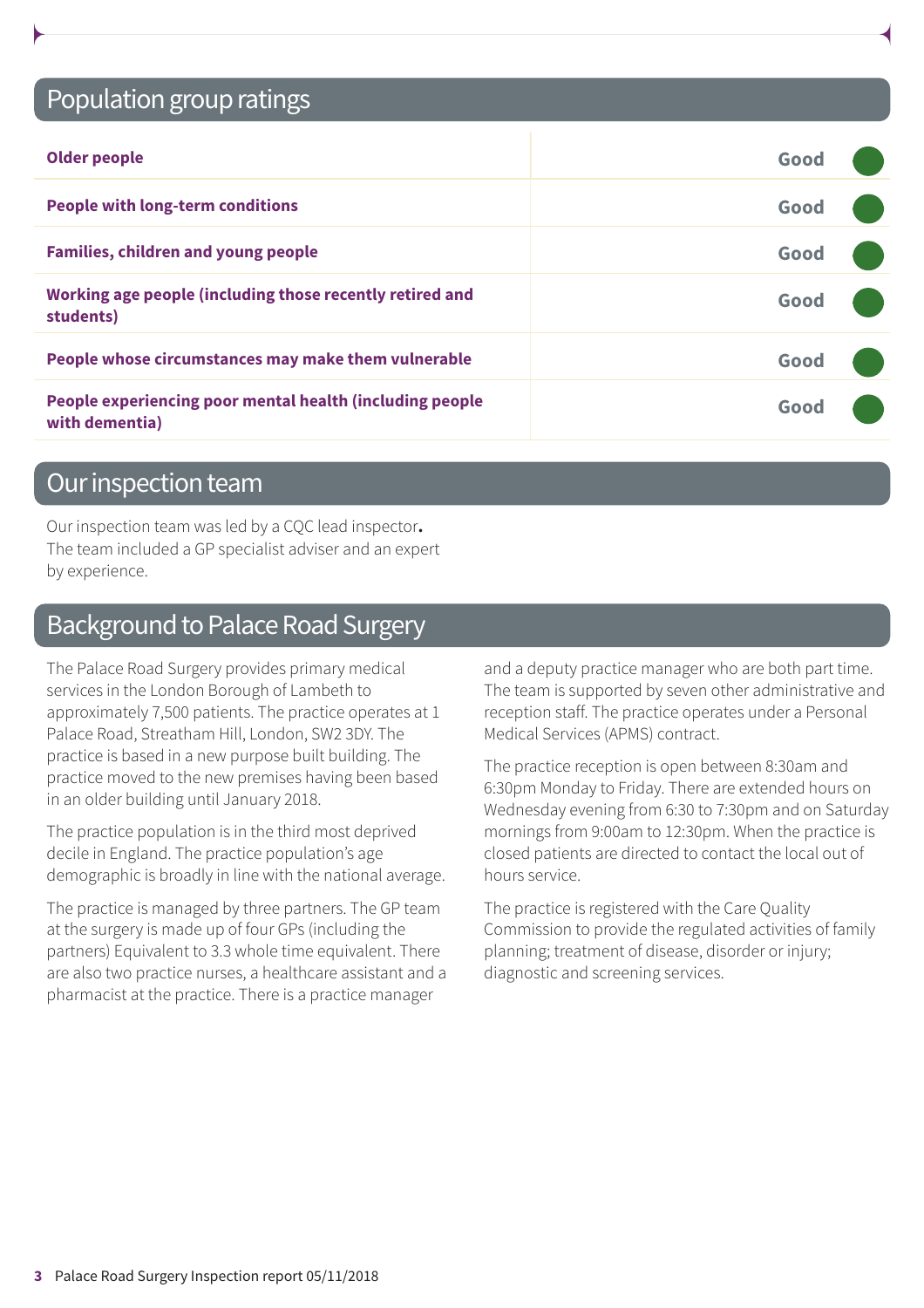## Population group ratings

| | |
|---|---|
| **Older people** | Good |
| **People with long-term conditions** | Good |
| **Families, children and young people** | Good |
| **Working age people (including those recently retired and students)** | Good |
| **People whose circumstances may make them vulnerable** | Good |
| **People experiencing poor mental health (including people with dementia)** | Good |

## Our inspection team

Our inspection team was led by a CQC lead inspector**.** The team included a GP specialist adviser and an expert by experience.

## Background to Palace Road Surgery

The Palace Road Surgery provides primary medical services in the London Borough of Lambeth to approximately 7,500 patients. The practice operates at 1 Palace Road, Streatham Hill, London, SW2 3DY. The practice is based in a new purpose built building. The practice moved to the new premises having been based in an older building until January 2018.

The practice population is in the third most deprived decile in England. The practice population's age demographic is broadly in line with the national average.

The practice is managed by three partners. The GP team at the surgery is made up of four GPs (including the partners) Equivalent to 3.3 whole time equivalent. There are also two practice nurses, a healthcare assistant and a pharmacist at the practice. There is a practice manager and a deputy practice manager who are both part time. The team is supported by seven other administrative and reception staff. The practice operates under a Personal Medical Services (APMS) contract.

The practice reception is open between 8:30am and 6:30pm Monday to Friday. There are extended hours on Wednesday evening from 6:30 to 7:30pm and on Saturday mornings from 9:00am to 12:30pm. When the practice is closed patients are directed to contact the local out of hours service.

The practice is registered with the Care Quality Commission to provide the regulated activities of family planning; treatment of disease, disorder or injury; diagnostic and screening services.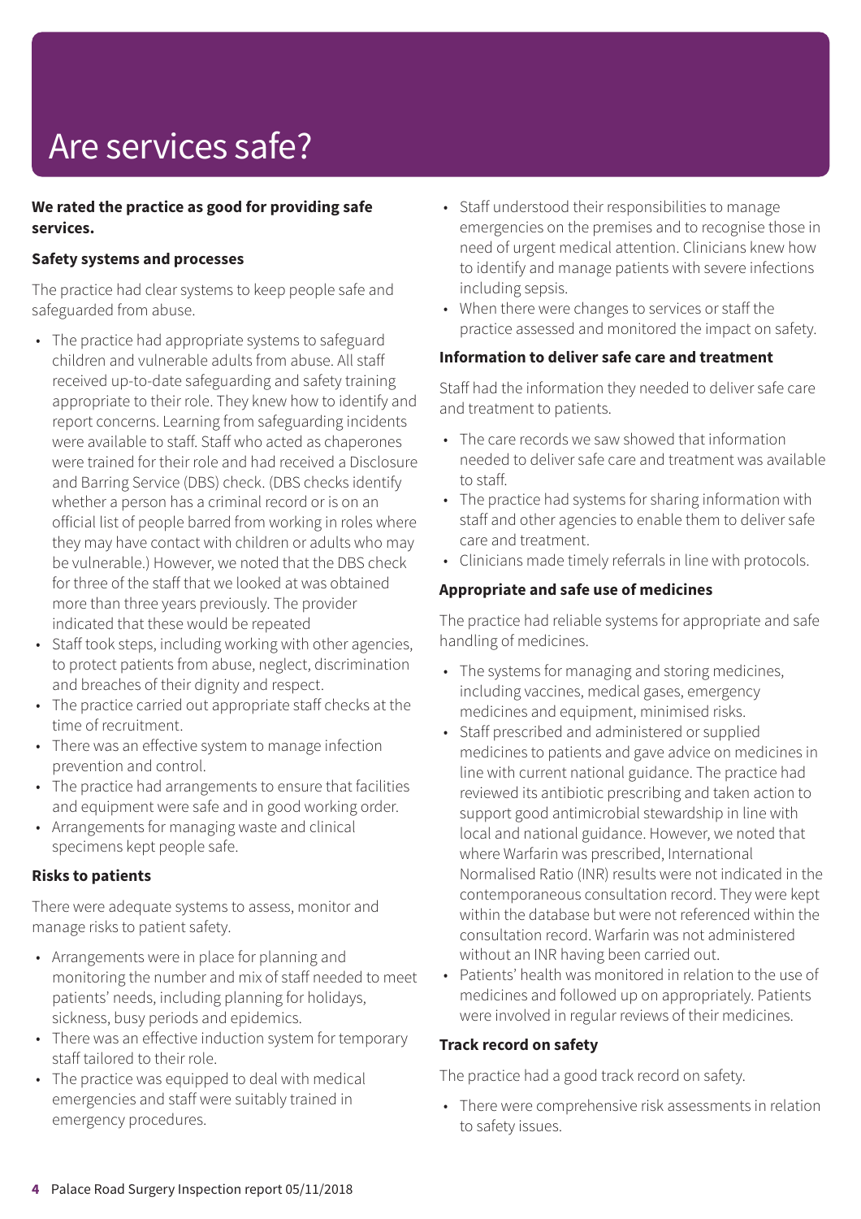# Are services safe?

**We rated the practice as good for providing safe services.**

**Safety systems and processes**

The practice had clear systems to keep people safe and safeguarded from abuse.

- The practice had appropriate systems to safeguard children and vulnerable adults from abuse. All staff received up-to-date safeguarding and safety training appropriate to their role. They knew how to identify and report concerns. Learning from safeguarding incidents were available to staff. Staff who acted as chaperones were trained for their role and had received a Disclosure and Barring Service (DBS) check. (DBS checks identify whether a person has a criminal record or is on an official list of people barred from working in roles where they may have contact with children or adults who may be vulnerable.) However, we noted that the DBS check for three of the staff that we looked at was obtained more than three years previously. The provider indicated that these would be repeated
- Staff took steps, including working with other agencies, to protect patients from abuse, neglect, discrimination and breaches of their dignity and respect.
- The practice carried out appropriate staff checks at the time of recruitment.
- There was an effective system to manage infection prevention and control.
- The practice had arrangements to ensure that facilities and equipment were safe and in good working order.
- Arrangements for managing waste and clinical specimens kept people safe.

**Risks to patients**

There were adequate systems to assess, monitor and manage risks to patient safety.

- Arrangements were in place for planning and monitoring the number and mix of staff needed to meet patients' needs, including planning for holidays, sickness, busy periods and epidemics.
- There was an effective induction system for temporary staff tailored to their role.
- The practice was equipped to deal with medical emergencies and staff were suitably trained in emergency procedures.
- Staff understood their responsibilities to manage emergencies on the premises and to recognise those in need of urgent medical attention. Clinicians knew how to identify and manage patients with severe infections including sepsis.
- When there were changes to services or staff the practice assessed and monitored the impact on safety.

**Information to deliver safe care and treatment**

Staff had the information they needed to deliver safe care and treatment to patients.

- The care records we saw showed that information needed to deliver safe care and treatment was available to staff.
- The practice had systems for sharing information with staff and other agencies to enable them to deliver safe care and treatment.
- Clinicians made timely referrals in line with protocols.

**Appropriate and safe use of medicines**

The practice had reliable systems for appropriate and safe handling of medicines.

- The systems for managing and storing medicines, including vaccines, medical gases, emergency medicines and equipment, minimised risks.
- Staff prescribed and administered or supplied medicines to patients and gave advice on medicines in line with current national guidance. The practice had reviewed its antibiotic prescribing and taken action to support good antimicrobial stewardship in line with local and national guidance. However, we noted that where Warfarin was prescribed, International Normalised Ratio (INR) results were not indicated in the contemporaneous consultation record. They were kept within the database but were not referenced within the consultation record. Warfarin was not administered without an INR having been carried out.
- Patients' health was monitored in relation to the use of medicines and followed up on appropriately. Patients were involved in regular reviews of their medicines.

**Track record on safety**

The practice had a good track record on safety.

- There were comprehensive risk assessments in relation to safety issues.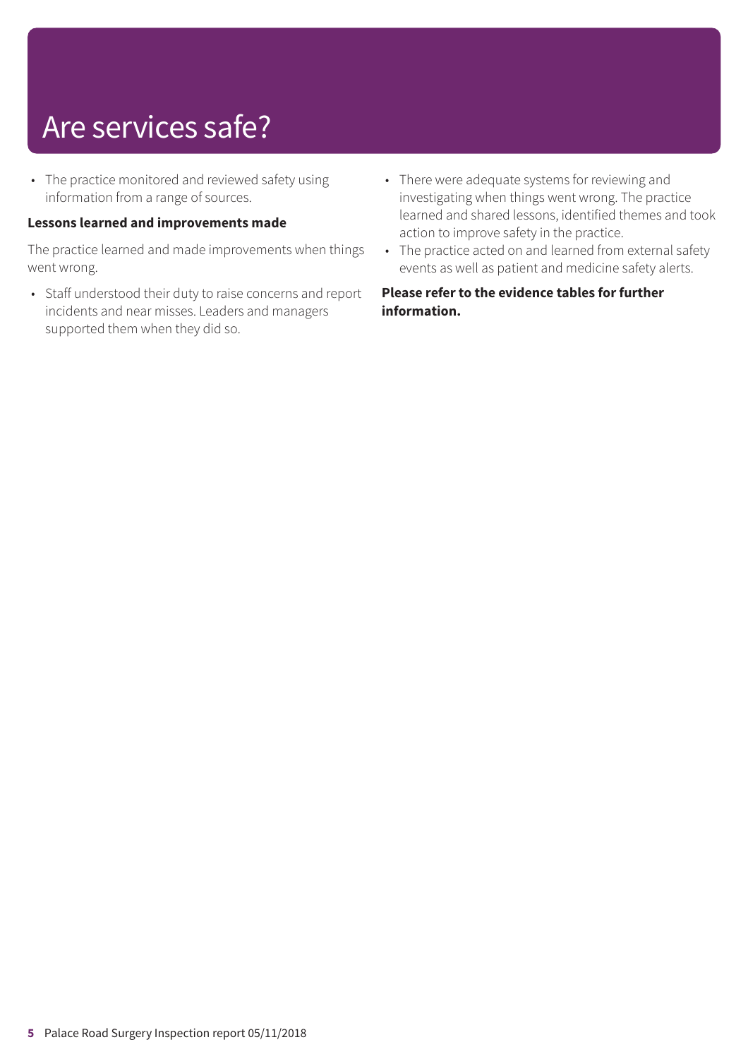# Are services safe?

- The practice monitored and reviewed safety using information from a range of sources.

**Lessons learned and improvements made**

The practice learned and made improvements when things went wrong.

- Staff understood their duty to raise concerns and report incidents and near misses. Leaders and managers supported them when they did so.
- There were adequate systems for reviewing and investigating when things went wrong. The practice learned and shared lessons, identified themes and took action to improve safety in the practice.
- The practice acted on and learned from external safety events as well as patient and medicine safety alerts.

**Please refer to the evidence tables for further information.**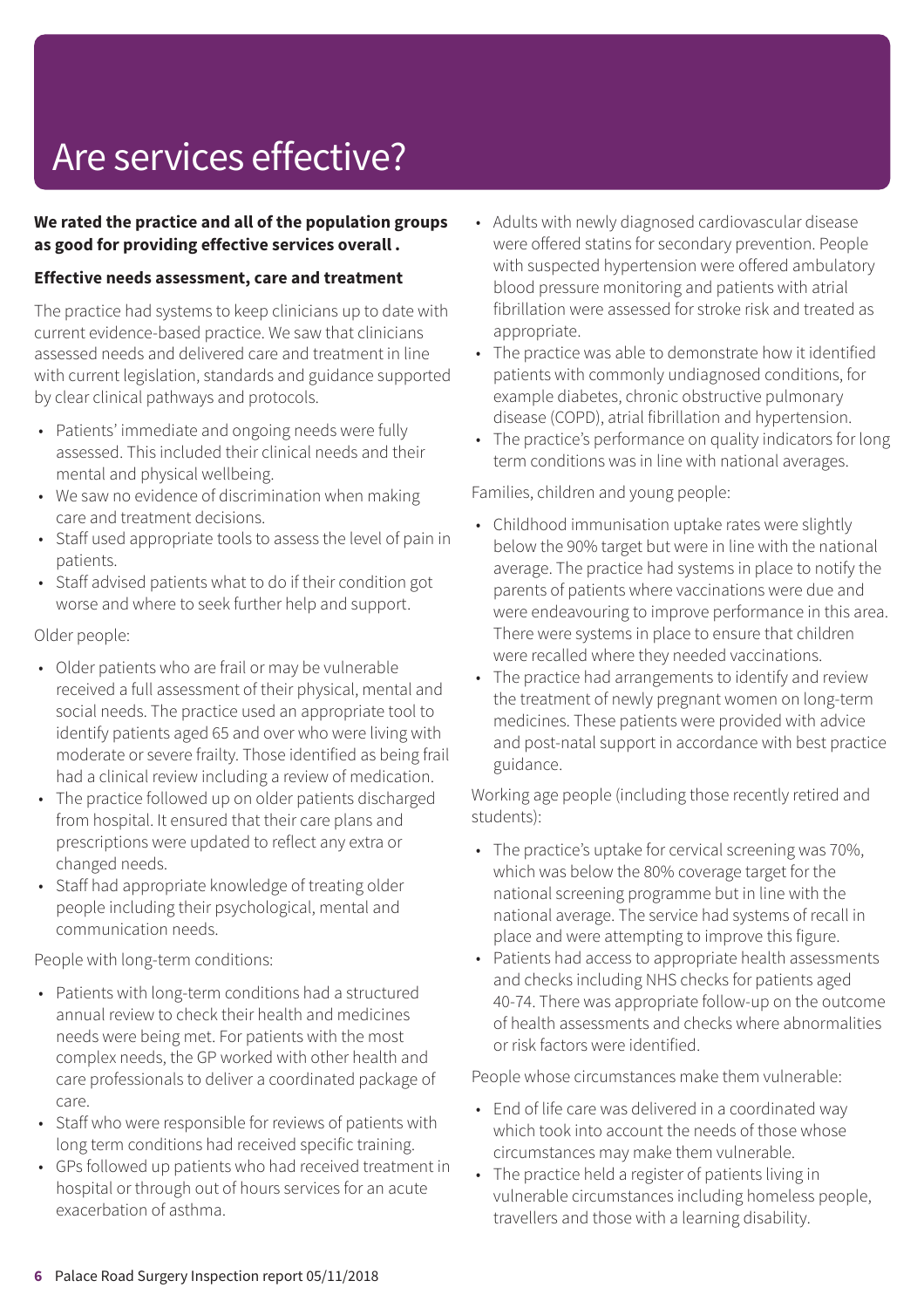# Are services effective?

**We rated the practice and all of the population groups as good for providing effective services overall .**

**Effective needs assessment, care and treatment**

The practice had systems to keep clinicians up to date with current evidence-based practice. We saw that clinicians assessed needs and delivered care and treatment in line with current legislation, standards and guidance supported by clear clinical pathways and protocols.

- Patients' immediate and ongoing needs were fully assessed. This included their clinical needs and their mental and physical wellbeing.
- We saw no evidence of discrimination when making care and treatment decisions.
- Staff used appropriate tools to assess the level of pain in patients.
- Staff advised patients what to do if their condition got worse and where to seek further help and support.

Older people:

- Older patients who are frail or may be vulnerable received a full assessment of their physical, mental and social needs. The practice used an appropriate tool to identify patients aged 65 and over who were living with moderate or severe frailty. Those identified as being frail had a clinical review including a review of medication.
- The practice followed up on older patients discharged from hospital. It ensured that their care plans and prescriptions were updated to reflect any extra or changed needs.
- Staff had appropriate knowledge of treating older people including their psychological, mental and communication needs.

People with long-term conditions:

- Patients with long-term conditions had a structured annual review to check their health and medicines needs were being met. For patients with the most complex needs, the GP worked with other health and care professionals to deliver a coordinated package of care.
- Staff who were responsible for reviews of patients with long term conditions had received specific training.
- GPs followed up patients who had received treatment in hospital or through out of hours services for an acute exacerbation of asthma.
- Adults with newly diagnosed cardiovascular disease were offered statins for secondary prevention. People with suspected hypertension were offered ambulatory blood pressure monitoring and patients with atrial fibrillation were assessed for stroke risk and treated as appropriate.
- The practice was able to demonstrate how it identified patients with commonly undiagnosed conditions, for example diabetes, chronic obstructive pulmonary disease (COPD), atrial fibrillation and hypertension.
- The practice's performance on quality indicators for long term conditions was in line with national averages.

Families, children and young people:

- Childhood immunisation uptake rates were slightly below the 90% target but were in line with the national average. The practice had systems in place to notify the parents of patients where vaccinations were due and were endeavouring to improve performance in this area. There were systems in place to ensure that children were recalled where they needed vaccinations.
- The practice had arrangements to identify and review the treatment of newly pregnant women on long-term medicines. These patients were provided with advice and post-natal support in accordance with best practice guidance.

Working age people (including those recently retired and students):

- The practice's uptake for cervical screening was 70%, which was below the 80% coverage target for the national screening programme but in line with the national average. The service had systems of recall in place and were attempting to improve this figure.
- Patients had access to appropriate health assessments and checks including NHS checks for patients aged 40-74. There was appropriate follow-up on the outcome of health assessments and checks where abnormalities or risk factors were identified.

People whose circumstances make them vulnerable:

- End of life care was delivered in a coordinated way which took into account the needs of those whose circumstances may make them vulnerable.
- The practice held a register of patients living in vulnerable circumstances including homeless people, travellers and those with a learning disability.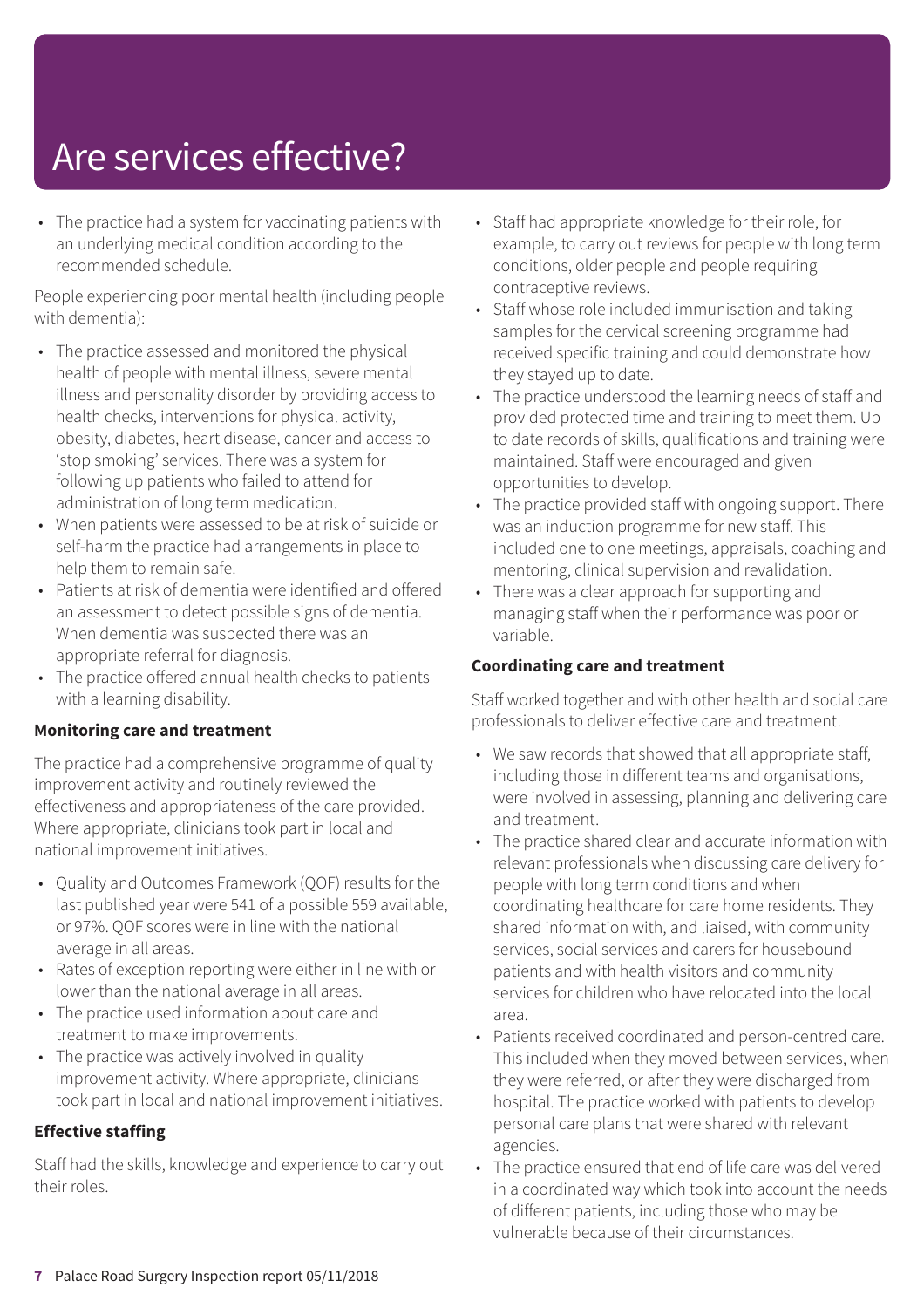# Are services effective?

- The practice had a system for vaccinating patients with an underlying medical condition according to the recommended schedule.

People experiencing poor mental health (including people with dementia):

- The practice assessed and monitored the physical health of people with mental illness, severe mental illness and personality disorder by providing access to health checks, interventions for physical activity, obesity, diabetes, heart disease, cancer and access to 'stop smoking' services. There was a system for following up patients who failed to attend for administration of long term medication.
- When patients were assessed to be at risk of suicide or self-harm the practice had arrangements in place to help them to remain safe.
- Patients at risk of dementia were identified and offered an assessment to detect possible signs of dementia. When dementia was suspected there was an appropriate referral for diagnosis.
- The practice offered annual health checks to patients with a learning disability.

**Monitoring care and treatment**

The practice had a comprehensive programme of quality improvement activity and routinely reviewed the effectiveness and appropriateness of the care provided. Where appropriate, clinicians took part in local and national improvement initiatives.

- Quality and Outcomes Framework (QOF) results for the last published year were 541 of a possible 559 available, or 97%. QOF scores were in line with the national average in all areas.
- Rates of exception reporting were either in line with or lower than the national average in all areas.
- The practice used information about care and treatment to make improvements.
- The practice was actively involved in quality improvement activity. Where appropriate, clinicians took part in local and national improvement initiatives.

**Effective staffing**

Staff had the skills, knowledge and experience to carry out their roles.

- Staff had appropriate knowledge for their role, for example, to carry out reviews for people with long term conditions, older people and people requiring contraceptive reviews.
- Staff whose role included immunisation and taking samples for the cervical screening programme had received specific training and could demonstrate how they stayed up to date.
- The practice understood the learning needs of staff and provided protected time and training to meet them. Up to date records of skills, qualifications and training were maintained. Staff were encouraged and given opportunities to develop.
- The practice provided staff with ongoing support. There was an induction programme for new staff. This included one to one meetings, appraisals, coaching and mentoring, clinical supervision and revalidation.
- There was a clear approach for supporting and managing staff when their performance was poor or variable.

**Coordinating care and treatment**

Staff worked together and with other health and social care professionals to deliver effective care and treatment.

- We saw records that showed that all appropriate staff, including those in different teams and organisations, were involved in assessing, planning and delivering care and treatment.
- The practice shared clear and accurate information with relevant professionals when discussing care delivery for people with long term conditions and when coordinating healthcare for care home residents. They shared information with, and liaised, with community services, social services and carers for housebound patients and with health visitors and community services for children who have relocated into the local area.
- Patients received coordinated and person-centred care. This included when they moved between services, when they were referred, or after they were discharged from hospital. The practice worked with patients to develop personal care plans that were shared with relevant agencies.
- The practice ensured that end of life care was delivered in a coordinated way which took into account the needs of different patients, including those who may be vulnerable because of their circumstances.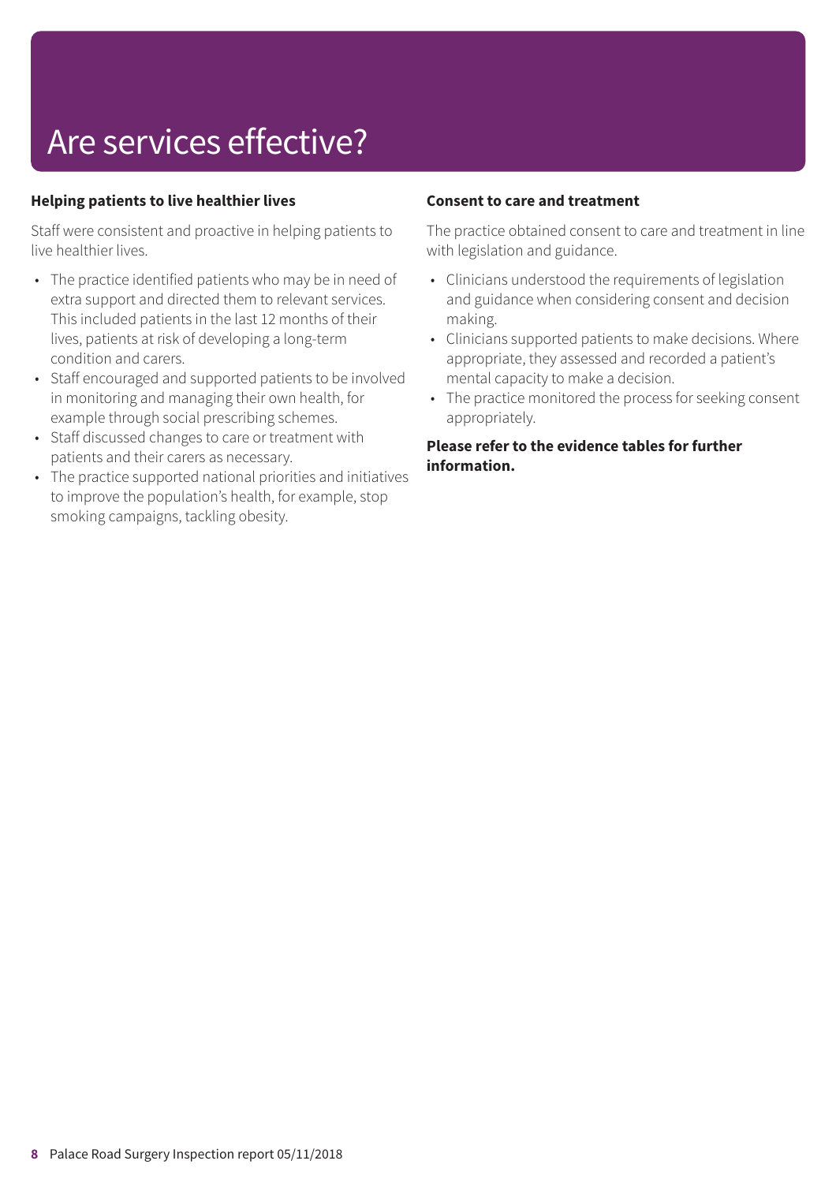# Are services effective?

### Helping patients to live healthier lives

Staff were consistent and proactive in helping patients to live healthier lives.

- The practice identified patients who may be in need of extra support and directed them to relevant services. This included patients in the last 12 months of their lives, patients at risk of developing a long-term condition and carers.
- Staff encouraged and supported patients to be involved in monitoring and managing their own health, for example through social prescribing schemes.
- Staff discussed changes to care or treatment with patients and their carers as necessary.
- The practice supported national priorities and initiatives to improve the population's health, for example, stop smoking campaigns, tackling obesity.

### Consent to care and treatment

The practice obtained consent to care and treatment in line with legislation and guidance.

- Clinicians understood the requirements of legislation and guidance when considering consent and decision making.
- Clinicians supported patients to make decisions. Where appropriate, they assessed and recorded a patient's mental capacity to make a decision.
- The practice monitored the process for seeking consent appropriately.

**Please refer to the evidence tables for further information.**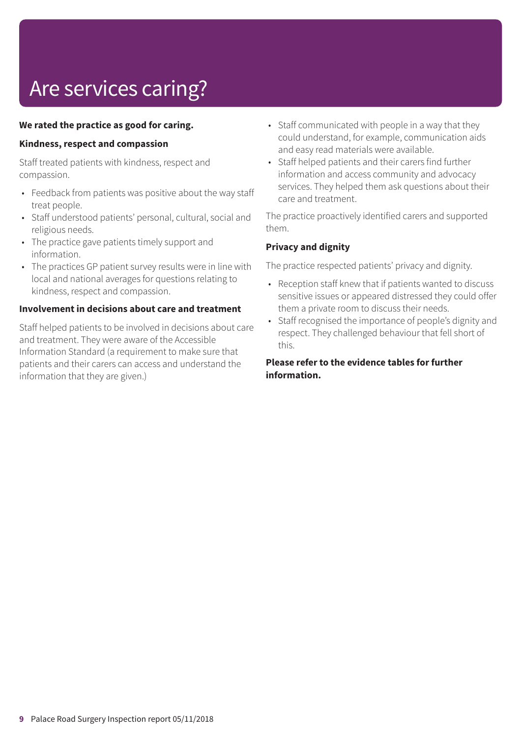# Are services caring?

**We rated the practice as good for caring.**

**Kindness, respect and compassion**

Staff treated patients with kindness, respect and compassion.

- Feedback from patients was positive about the way staff treat people.
- Staff understood patients' personal, cultural, social and religious needs.
- The practice gave patients timely support and information.
- The practices GP patient survey results were in line with local and national averages for questions relating to kindness, respect and compassion.

**Involvement in decisions about care and treatment**

Staff helped patients to be involved in decisions about care and treatment. They were aware of the Accessible Information Standard (a requirement to make sure that patients and their carers can access and understand the information that they are given.)

- Staff communicated with people in a way that they could understand, for example, communication aids and easy read materials were available.
- Staff helped patients and their carers find further information and access community and advocacy services. They helped them ask questions about their care and treatment.

The practice proactively identified carers and supported them.

**Privacy and dignity**

The practice respected patients' privacy and dignity.

- Reception staff knew that if patients wanted to discuss sensitive issues or appeared distressed they could offer them a private room to discuss their needs.
- Staff recognised the importance of people's dignity and respect. They challenged behaviour that fell short of this.

**Please refer to the evidence tables for further information.**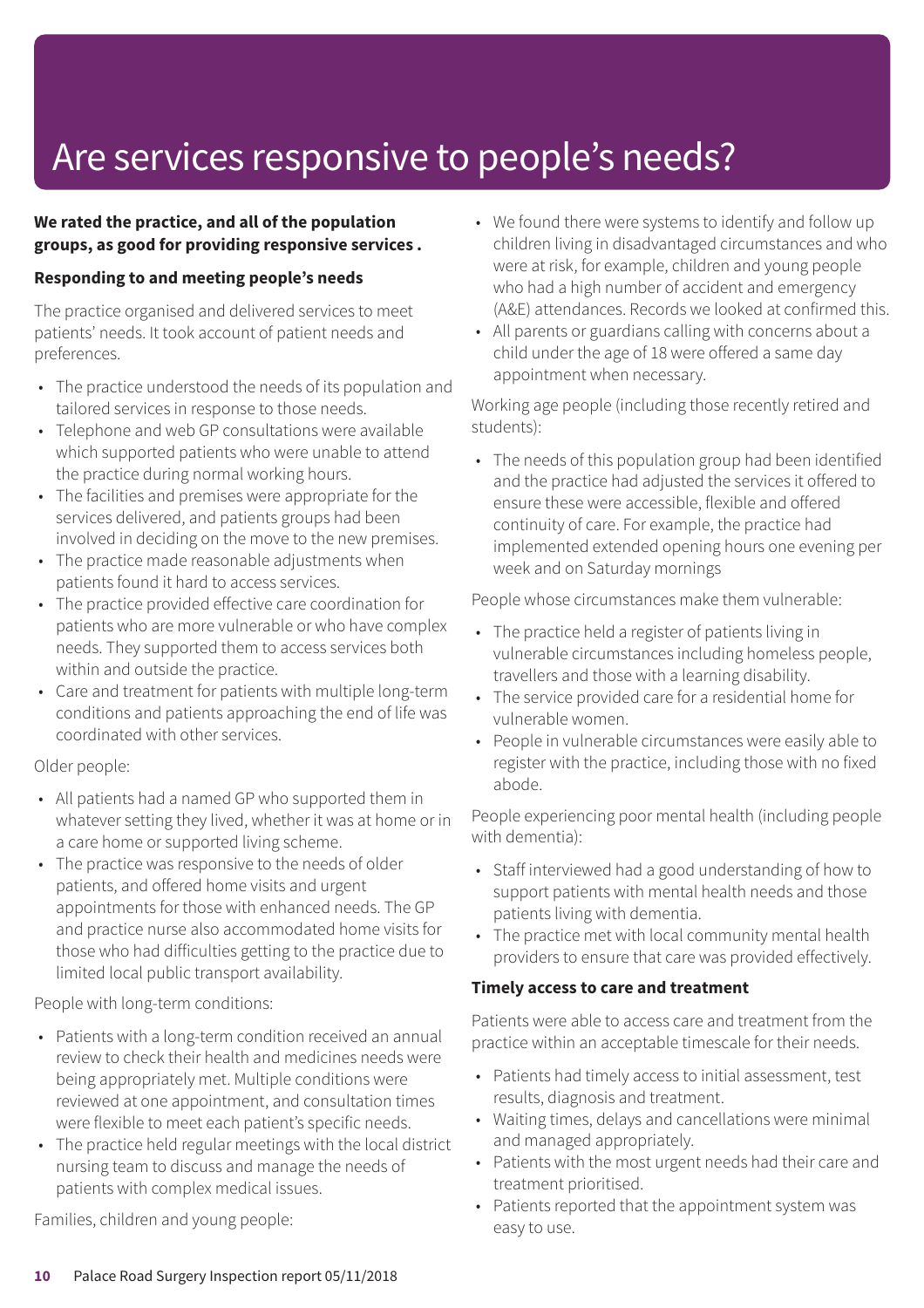# Are services responsive to people's needs?

**We rated the practice, and all of the population groups, as good for providing responsive services .**

**Responding to and meeting people's needs**

The practice organised and delivered services to meet patients' needs. It took account of patient needs and preferences.

- The practice understood the needs of its population and tailored services in response to those needs.
- Telephone and web GP consultations were available which supported patients who were unable to attend the practice during normal working hours.
- The facilities and premises were appropriate for the services delivered, and patients groups had been involved in deciding on the move to the new premises.
- The practice made reasonable adjustments when patients found it hard to access services.
- The practice provided effective care coordination for patients who are more vulnerable or who have complex needs. They supported them to access services both within and outside the practice.
- Care and treatment for patients with multiple long-term conditions and patients approaching the end of life was coordinated with other services.

Older people:

- All patients had a named GP who supported them in whatever setting they lived, whether it was at home or in a care home or supported living scheme.
- The practice was responsive to the needs of older patients, and offered home visits and urgent appointments for those with enhanced needs. The GP and practice nurse also accommodated home visits for those who had difficulties getting to the practice due to limited local public transport availability.

People with long-term conditions:

- Patients with a long-term condition received an annual review to check their health and medicines needs were being appropriately met. Multiple conditions were reviewed at one appointment, and consultation times were flexible to meet each patient's specific needs.
- The practice held regular meetings with the local district nursing team to discuss and manage the needs of patients with complex medical issues.

Families, children and young people:

- We found there were systems to identify and follow up children living in disadvantaged circumstances and who were at risk, for example, children and young people who had a high number of accident and emergency (A&E) attendances. Records we looked at confirmed this.
- All parents or guardians calling with concerns about a child under the age of 18 were offered a same day appointment when necessary.

Working age people (including those recently retired and students):

- The needs of this population group had been identified and the practice had adjusted the services it offered to ensure these were accessible, flexible and offered continuity of care. For example, the practice had implemented extended opening hours one evening per week and on Saturday mornings

People whose circumstances make them vulnerable:

- The practice held a register of patients living in vulnerable circumstances including homeless people, travellers and those with a learning disability.
- The service provided care for a residential home for vulnerable women.
- People in vulnerable circumstances were easily able to register with the practice, including those with no fixed abode.

People experiencing poor mental health (including people with dementia):

- Staff interviewed had a good understanding of how to support patients with mental health needs and those patients living with dementia.
- The practice met with local community mental health providers to ensure that care was provided effectively.

**Timely access to care and treatment**

Patients were able to access care and treatment from the practice within an acceptable timescale for their needs.

- Patients had timely access to initial assessment, test results, diagnosis and treatment.
- Waiting times, delays and cancellations were minimal and managed appropriately.
- Patients with the most urgent needs had their care and treatment prioritised.
- Patients reported that the appointment system was easy to use.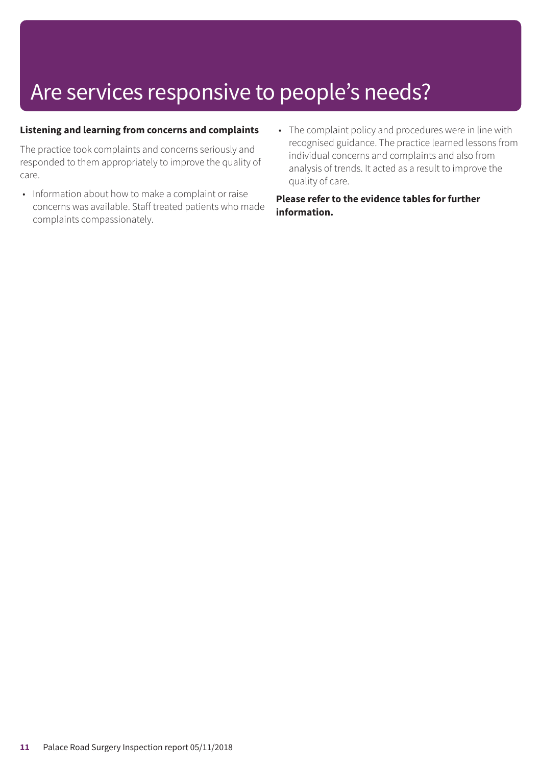# Are services responsive to people's needs?

**Listening and learning from concerns and complaints**

The practice took complaints and concerns seriously and responded to them appropriately to improve the quality of care.

- Information about how to make a complaint or raise concerns was available. Staff treated patients who made complaints compassionately.
- The complaint policy and procedures were in line with recognised guidance. The practice learned lessons from individual concerns and complaints and also from analysis of trends. It acted as a result to improve the quality of care.

**Please refer to the evidence tables for further information.**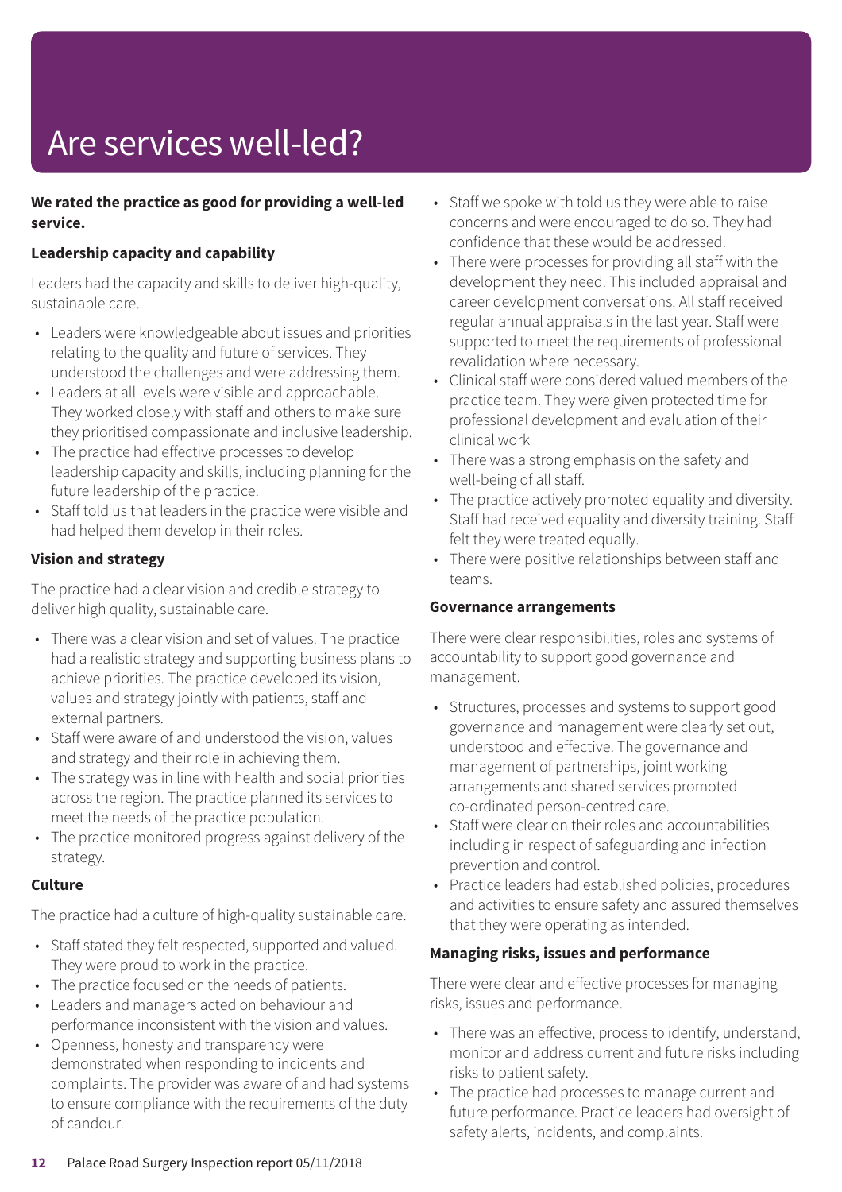# Are services well-led?

**We rated the practice as good for providing a well-led service.**

### Leadership capacity and capability

Leaders had the capacity and skills to deliver high-quality, sustainable care.

- Leaders were knowledgeable about issues and priorities relating to the quality and future of services. They understood the challenges and were addressing them.
- Leaders at all levels were visible and approachable. They worked closely with staff and others to make sure they prioritised compassionate and inclusive leadership.
- The practice had effective processes to develop leadership capacity and skills, including planning for the future leadership of the practice.
- Staff told us that leaders in the practice were visible and had helped them develop in their roles.

### Vision and strategy

The practice had a clear vision and credible strategy to deliver high quality, sustainable care.

- There was a clear vision and set of values. The practice had a realistic strategy and supporting business plans to achieve priorities. The practice developed its vision, values and strategy jointly with patients, staff and external partners.
- Staff were aware of and understood the vision, values and strategy and their role in achieving them.
- The strategy was in line with health and social priorities across the region. The practice planned its services to meet the needs of the practice population.
- The practice monitored progress against delivery of the strategy.

### Culture

The practice had a culture of high-quality sustainable care.

- Staff stated they felt respected, supported and valued. They were proud to work in the practice.
- The practice focused on the needs of patients.
- Leaders and managers acted on behaviour and performance inconsistent with the vision and values.
- Openness, honesty and transparency were demonstrated when responding to incidents and complaints. The provider was aware of and had systems to ensure compliance with the requirements of the duty of candour.
- Staff we spoke with told us they were able to raise concerns and were encouraged to do so. They had confidence that these would be addressed.
- There were processes for providing all staff with the development they need. This included appraisal and career development conversations. All staff received regular annual appraisals in the last year. Staff were supported to meet the requirements of professional revalidation where necessary.
- Clinical staff were considered valued members of the practice team. They were given protected time for professional development and evaluation of their clinical work
- There was a strong emphasis on the safety and well-being of all staff.
- The practice actively promoted equality and diversity. Staff had received equality and diversity training. Staff felt they were treated equally.
- There were positive relationships between staff and teams.

### Governance arrangements

There were clear responsibilities, roles and systems of accountability to support good governance and management.

- Structures, processes and systems to support good governance and management were clearly set out, understood and effective. The governance and management of partnerships, joint working arrangements and shared services promoted co-ordinated person-centred care.
- Staff were clear on their roles and accountabilities including in respect of safeguarding and infection prevention and control.
- Practice leaders had established policies, procedures and activities to ensure safety and assured themselves that they were operating as intended.

### Managing risks, issues and performance

There were clear and effective processes for managing risks, issues and performance.

- There was an effective, process to identify, understand, monitor and address current and future risks including risks to patient safety.
- The practice had processes to manage current and future performance. Practice leaders had oversight of safety alerts, incidents, and complaints.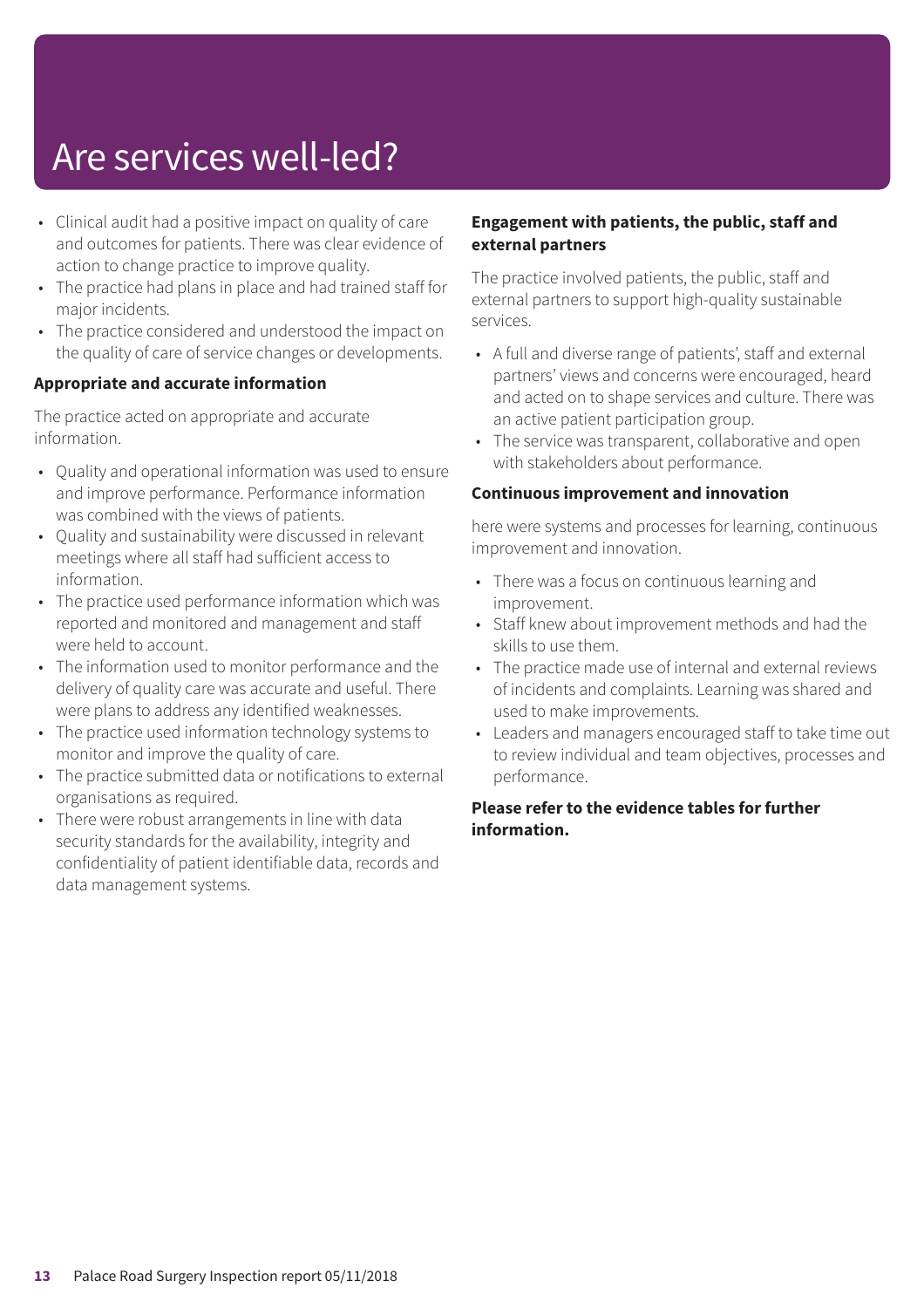# Are services well-led?

- Clinical audit had a positive impact on quality of care and outcomes for patients. There was clear evidence of action to change practice to improve quality.
- The practice had plans in place and had trained staff for major incidents.
- The practice considered and understood the impact on the quality of care of service changes or developments.

**Appropriate and accurate information**

The practice acted on appropriate and accurate information.

- Quality and operational information was used to ensure and improve performance. Performance information was combined with the views of patients.
- Quality and sustainability were discussed in relevant meetings where all staff had sufficient access to information.
- The practice used performance information which was reported and monitored and management and staff were held to account.
- The information used to monitor performance and the delivery of quality care was accurate and useful. There were plans to address any identified weaknesses.
- The practice used information technology systems to monitor and improve the quality of care.
- The practice submitted data or notifications to external organisations as required.
- There were robust arrangements in line with data security standards for the availability, integrity and confidentiality of patient identifiable data, records and data management systems.

**Engagement with patients, the public, staff and external partners**

The practice involved patients, the public, staff and external partners to support high-quality sustainable services.

- A full and diverse range of patients', staff and external partners' views and concerns were encouraged, heard and acted on to shape services and culture. There was an active patient participation group.
- The service was transparent, collaborative and open with stakeholders about performance.

**Continuous improvement and innovation**

here were systems and processes for learning, continuous improvement and innovation.

- There was a focus on continuous learning and improvement.
- Staff knew about improvement methods and had the skills to use them.
- The practice made use of internal and external reviews of incidents and complaints. Learning was shared and used to make improvements.
- Leaders and managers encouraged staff to take time out to review individual and team objectives, processes and performance.

**Please refer to the evidence tables for further information.**